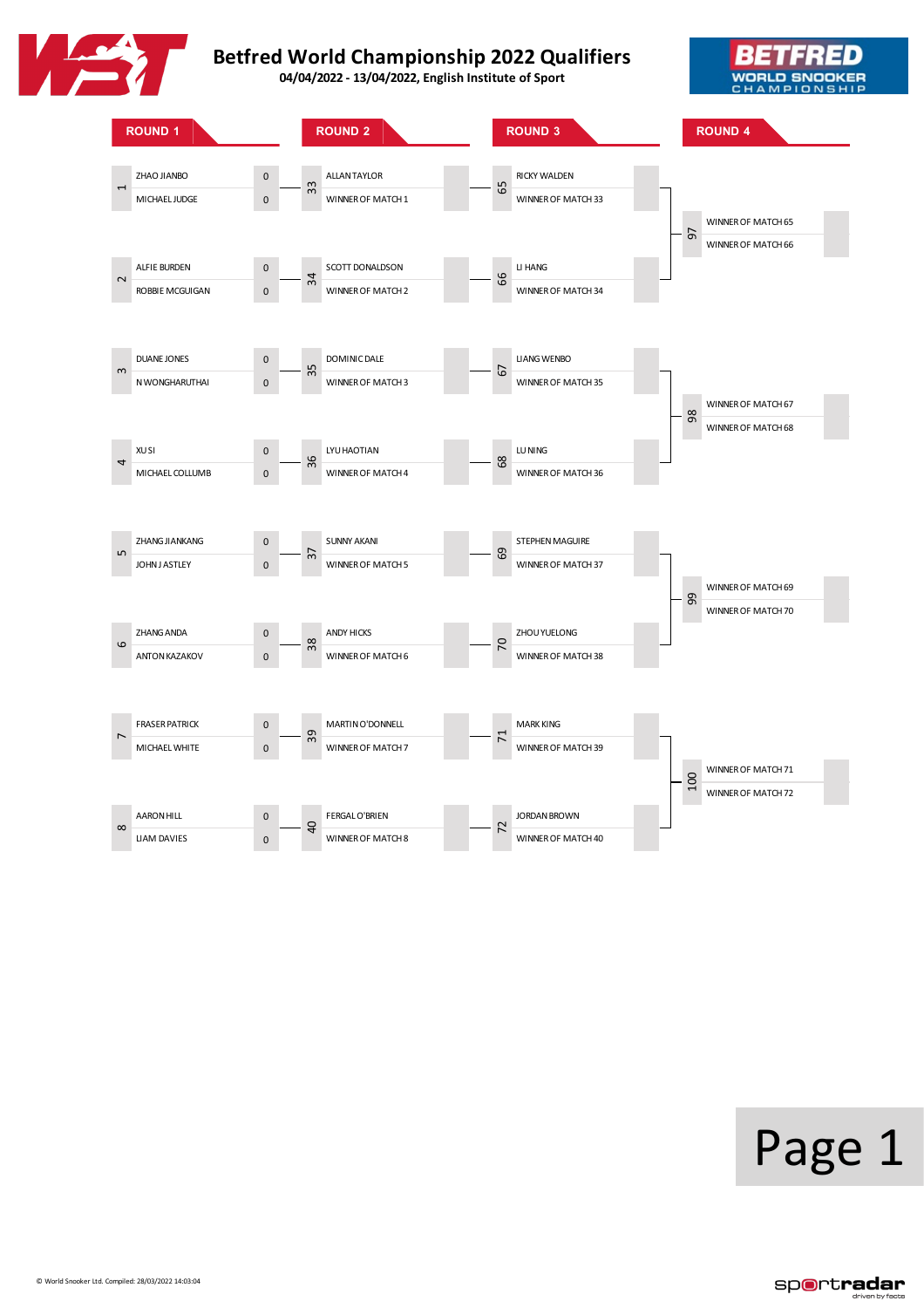# Betfred World Championship 2022 Qualifiers

**04/04/2022 - 13/04/2022, English Institute of Sport**

## ROUND 1

| Match | Player | Score |
|---|---|---|
| 1 | ZHAO JIANBO | 0 |
| | MICHAEL JUDGE | 0 |
| 2 | ALFIE BURDEN | 0 |
| | ROBBIE MCGUIGAN | 0 |
| 3 | DUANE JONES | 0 |
| | N WONGHARUTHAI | 0 |
| 4 | XU SI | 0 |
| | MICHAEL COLLUMB | 0 |
| 5 | ZHANG JIANKANG | 0 |
| | JOHN J ASTLEY | 0 |
| 6 | ZHANG ANDA | 0 |
| | ANTON KAZAKOV | 0 |
| 7 | FRASER PATRICK | 0 |
| | MICHAEL WHITE | 0 |
| 8 | AARON HILL | 0 |
| | LIAM DAVIES | 0 |

## ROUND 2

| Match | Player | Score |
|---|---|---|
| 33 | ALLAN TAYLOR | |
| | WINNER OF MATCH 1 | |
| 34 | SCOTT DONALDSON | |
| | WINNER OF MATCH 2 | |
| 35 | DOMINIC DALE | |
| | WINNER OF MATCH 3 | |
| 36 | LYU HAOTIAN | |
| | WINNER OF MATCH 4 | |
| 37 | SUNNY AKANI | |
| | WINNER OF MATCH 5 | |
| 38 | ANDY HICKS | |
| | WINNER OF MATCH 6 | |
| 39 | MARTIN O'DONNELL | |
| | WINNER OF MATCH 7 | |
| 40 | FERGAL O'BRIEN | |
| | WINNER OF MATCH 8 | |

## ROUND 3

| Match | Player | Score |
|---|---|---|
| 65 | RICKY WALDEN | |
| | WINNER OF MATCH 33 | |
| 66 | LI HANG | |
| | WINNER OF MATCH 34 | |
| 67 | LIANG WENBO | |
| | WINNER OF MATCH 35 | |
| 68 | LU NING | |
| | WINNER OF MATCH 36 | |
| 69 | STEPHEN MAGUIRE | |
| | WINNER OF MATCH 37 | |
| 70 | ZHOU YUELONG | |
| | WINNER OF MATCH 38 | |
| 71 | MARK KING | |
| | WINNER OF MATCH 39 | |
| 72 | JORDAN BROWN | |
| | WINNER OF MATCH 40 | |

## ROUND 4

| Match | Player | Score |
|---|---|---|
| 97 | WINNER OF MATCH 65 | |
| | WINNER OF MATCH 66 | |
| 98 | WINNER OF MATCH 67 | |
| | WINNER OF MATCH 68 | |
| 99 | WINNER OF MATCH 69 | |
| | WINNER OF MATCH 70 | |
| 100 | WINNER OF MATCH 71 | |
| | WINNER OF MATCH 72 | |

© World Snooker Ltd. Compiled: 28/03/2022 14:03:04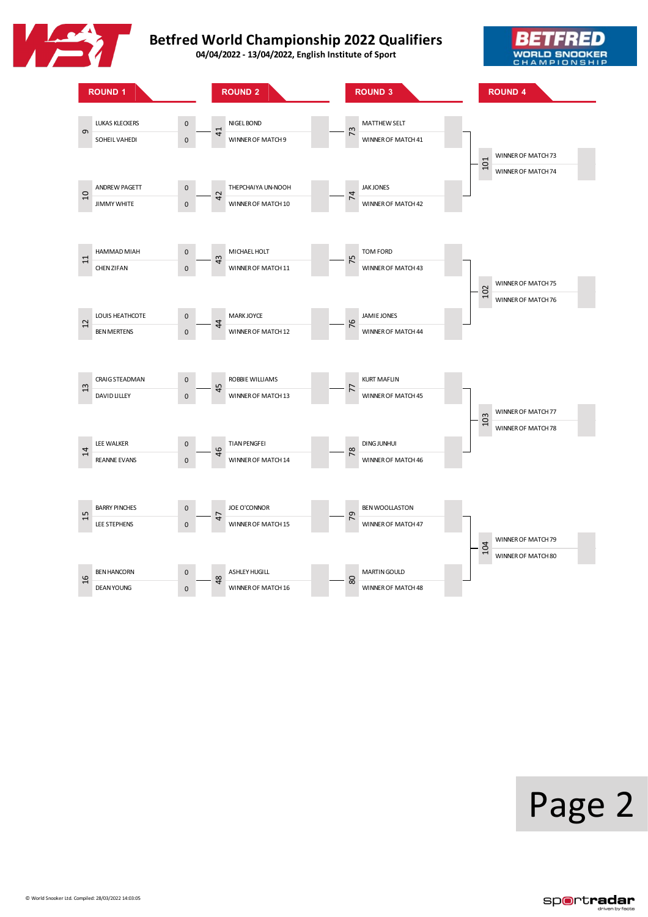# Betfred World Championship 2022 Qualifiers

**04/04/2022 - 13/04/2022, English Institute of Sport**

## ROUND 1

| Match | Player | Score |
|---|---|---|
| 9 | LUKAS KLECKERS | 0 |
| | SOHEIL VAHEDI | 0 |
| 10 | ANDREW PAGETT | 0 |
| | JIMMY WHITE | 0 |
| 11 | HAMMAD MIAH | 0 |
| | CHEN ZIFAN | 0 |
| 12 | LOUIS HEATHCOTE | 0 |
| | BEN MERTENS | 0 |
| 13 | CRAIG STEADMAN | 0 |
| | DAVID LILLEY | 0 |
| 14 | LEE WALKER | 0 |
| | REANNE EVANS | 0 |
| 15 | BARRY PINCHES | 0 |
| | LEE STEPHENS | 0 |
| 16 | BEN HANCORN | 0 |
| | DEAN YOUNG | 0 |

## ROUND 2

| Match | Player | Score |
|---|---|---|
| 41 | NIGEL BOND | |
| | WINNER OF MATCH 9 | |
| 42 | THEPCHAIYA UN-NOOH | |
| | WINNER OF MATCH 10 | |
| 43 | MICHAEL HOLT | |
| | WINNER OF MATCH 11 | |
| 44 | MARK JOYCE | |
| | WINNER OF MATCH 12 | |
| 45 | ROBBIE WILLIAMS | |
| | WINNER OF MATCH 13 | |
| 46 | TIAN PENGFEI | |
| | WINNER OF MATCH 14 | |
| 47 | JOE O'CONNOR | |
| | WINNER OF MATCH 15 | |
| 48 | ASHLEY HUGILL | |
| | WINNER OF MATCH 16 | |

## ROUND 3

| Match | Player | Score |
|---|---|---|
| 73 | MATTHEW SELT | |
| | WINNER OF MATCH 41 | |
| 74 | JAK JONES | |
| | WINNER OF MATCH 42 | |
| 75 | TOM FORD | |
| | WINNER OF MATCH 43 | |
| 76 | JAMIE JONES | |
| | WINNER OF MATCH 44 | |
| 77 | KURT MAFLIN | |
| | WINNER OF MATCH 45 | |
| 78 | DING JUNHUI | |
| | WINNER OF MATCH 46 | |
| 79 | BEN WOOLLASTON | |
| | WINNER OF MATCH 47 | |
| 80 | MARTIN GOULD | |
| | WINNER OF MATCH 48 | |

## ROUND 4

| Match | Player | Score |
|---|---|---|
| 101 | WINNER OF MATCH 73 | |
| | WINNER OF MATCH 74 | |
| 102 | WINNER OF MATCH 75 | |
| | WINNER OF MATCH 76 | |
| 103 | WINNER OF MATCH 77 | |
| | WINNER OF MATCH 78 | |
| 104 | WINNER OF MATCH 79 | |
| | WINNER OF MATCH 80 | |

© World Snooker Ltd. Compiled: 28/03/2022 14:03:05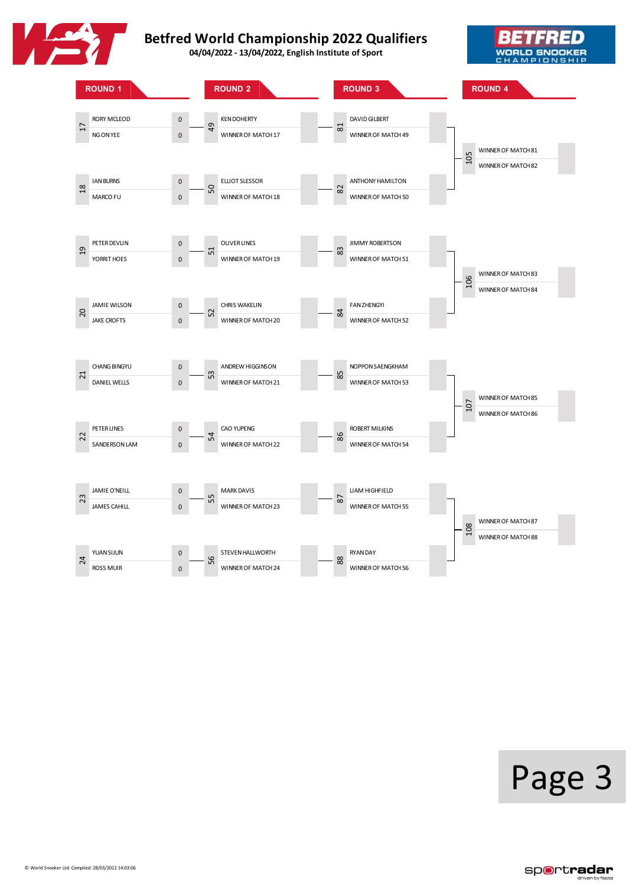# Betfred World Championship 2022 Qualifiers

**04/04/2022 - 13/04/2022, English Institute of Sport**

## ROUND 1

| Match | Player | Score |
|---|---|---|
| 17 | RORY MCLEOD | 0 |
| | NG ON YEE | 0 |
| 18 | IAN BURNS | 0 |
| | MARCO FU | 0 |
| 19 | PETER DEVLIN | 0 |
| | YORRIT HOES | 0 |
| 20 | JAMIE WILSON | 0 |
| | JAKE CROFTS | 0 |
| 21 | CHANG BINGYU | 0 |
| | DANIEL WELLS | 0 |
| 22 | PETER LINES | 0 |
| | SANDERSON LAM | 0 |
| 23 | JAMIE O'NEILL | 0 |
| | JAMES CAHILL | 0 |
| 24 | YUAN SIJUN | 0 |
| | ROSS MUIR | 0 |

## ROUND 2

| Match | Player | Score |
|---|---|---|
| 49 | KEN DOHERTY | |
| | WINNER OF MATCH 17 | |
| 50 | ELLIOT SLESSOR | |
| | WINNER OF MATCH 18 | |
| 51 | OLIVER LINES | |
| | WINNER OF MATCH 19 | |
| 52 | CHRIS WAKELIN | |
| | WINNER OF MATCH 20 | |
| 53 | ANDREW HIGGINSON | |
| | WINNER OF MATCH 21 | |
| 54 | CAO YUPENG | |
| | WINNER OF MATCH 22 | |
| 55 | MARK DAVIS | |
| | WINNER OF MATCH 23 | |
| 56 | STEVEN HALLWORTH | |
| | WINNER OF MATCH 24 | |

## ROUND 3

| Match | Player | Score |
|---|---|---|
| 81 | DAVID GILBERT | |
| | WINNER OF MATCH 49 | |
| 82 | ANTHONY HAMILTON | |
| | WINNER OF MATCH 50 | |
| 83 | JIMMY ROBERTSON | |
| | WINNER OF MATCH 51 | |
| 84 | FAN ZHENGYI | |
| | WINNER OF MATCH 52 | |
| 85 | NOPPON SAENGKHAM | |
| | WINNER OF MATCH 53 | |
| 86 | ROBERT MILKINS | |
| | WINNER OF MATCH 54 | |
| 87 | LIAM HIGHFIELD | |
| | WINNER OF MATCH 55 | |
| 88 | RYAN DAY | |
| | WINNER OF MATCH 56 | |

## ROUND 4

| Match | Player | Score |
|---|---|---|
| 105 | WINNER OF MATCH 81 | |
| | WINNER OF MATCH 82 | |
| 106 | WINNER OF MATCH 83 | |
| | WINNER OF MATCH 84 | |
| 107 | WINNER OF MATCH 85 | |
| | WINNER OF MATCH 86 | |
| 108 | WINNER OF MATCH 87 | |
| | WINNER OF MATCH 88 | |

© World Snooker Ltd. Compiled: 28/03/2022 14:03:06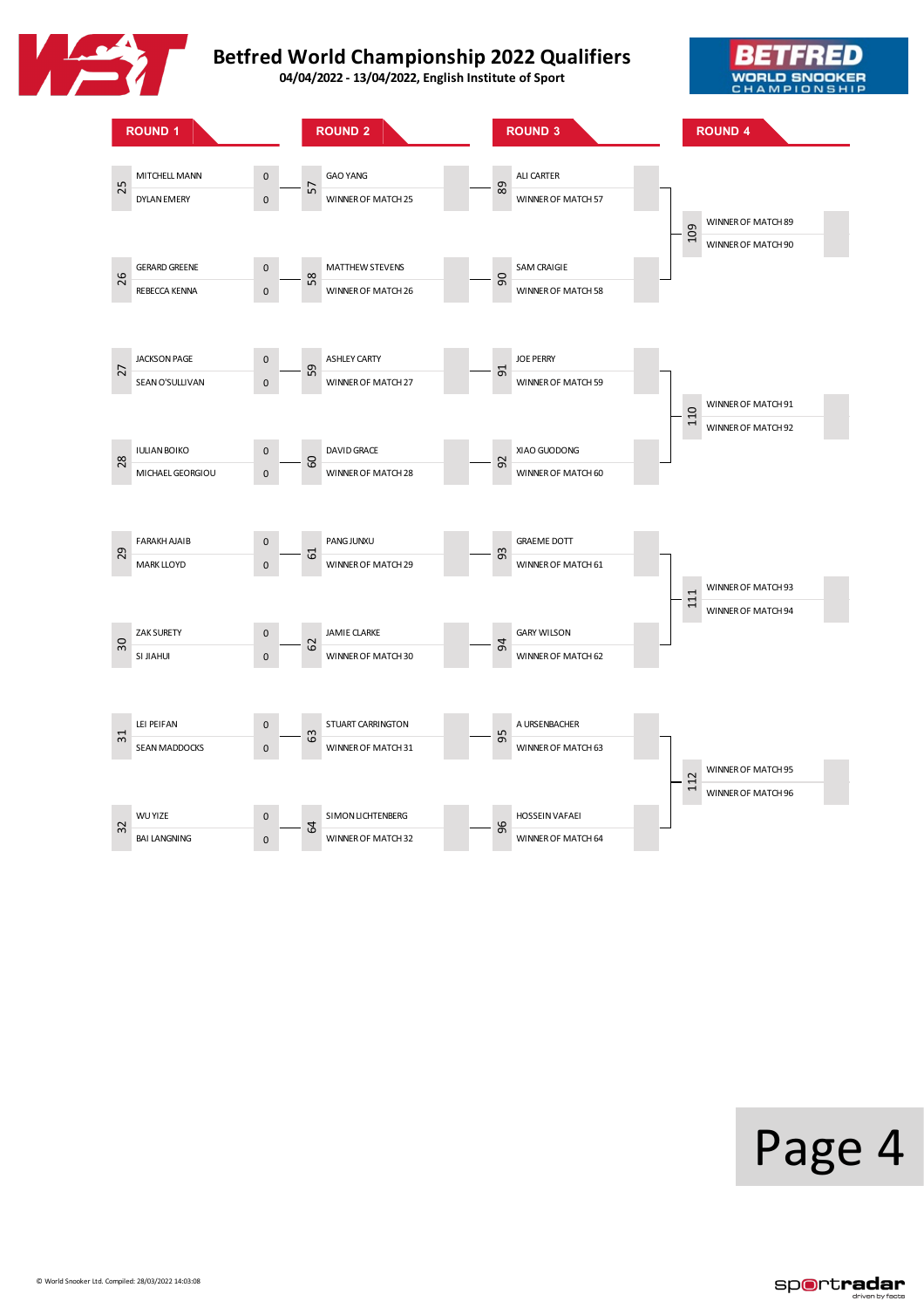# Betfred World Championship 2022 Qualifiers

**04/04/2022 - 13/04/2022, English Institute of Sport**

## ROUND 1

| Match | Player | Score |
| --- | --- | --- |
| 25 | MITCHELL MANN | 0 |
| | DYLAN EMERY | 0 |
| 26 | GERARD GREENE | 0 |
| | REBECCA KENNA | 0 |
| 27 | JACKSON PAGE | 0 |
| | SEAN O'SULLIVAN | 0 |
| 28 | IULIAN BOIKO | 0 |
| | MICHAEL GEORGIOU | 0 |
| 29 | FARAKH AJAIB | 0 |
| | MARK LLOYD | 0 |
| 30 | ZAK SURETY | 0 |
| | SI JIAHUI | 0 |
| 31 | LEI PEIFAN | 0 |
| | SEAN MADDOCKS | 0 |
| 32 | WU YIZE | 0 |
| | BAI LANGNING | 0 |

## ROUND 2

| Match | Player | Score |
| --- | --- | --- |
| 57 | GAO YANG | |
| | WINNER OF MATCH 25 | |
| 58 | MATTHEW STEVENS | |
| | WINNER OF MATCH 26 | |
| 59 | ASHLEY CARTY | |
| | WINNER OF MATCH 27 | |
| 60 | DAVID GRACE | |
| | WINNER OF MATCH 28 | |
| 61 | PANG JUNXU | |
| | WINNER OF MATCH 29 | |
| 62 | JAMIE CLARKE | |
| | WINNER OF MATCH 30 | |
| 63 | STUART CARRINGTON | |
| | WINNER OF MATCH 31 | |
| 64 | SIMON LICHTENBERG | |
| | WINNER OF MATCH 32 | |

## ROUND 3

| Match | Player | Score |
| --- | --- | --- |
| 89 | ALI CARTER | |
| | WINNER OF MATCH 57 | |
| 90 | SAM CRAIGIE | |
| | WINNER OF MATCH 58 | |
| 91 | JOE PERRY | |
| | WINNER OF MATCH 59 | |
| 92 | XIAO GUODONG | |
| | WINNER OF MATCH 60 | |
| 93 | GRAEME DOTT | |
| | WINNER OF MATCH 61 | |
| 94 | GARY WILSON | |
| | WINNER OF MATCH 62 | |
| 95 | A URSENBACHER | |
| | WINNER OF MATCH 63 | |
| 96 | HOSSEIN VAFAEI | |
| | WINNER OF MATCH 64 | |

## ROUND 4

| Match | Player | Score |
| --- | --- | --- |
| 109 | WINNER OF MATCH 89 | |
| | WINNER OF MATCH 90 | |
| 110 | WINNER OF MATCH 91 | |
| | WINNER OF MATCH 92 | |
| 111 | WINNER OF MATCH 93 | |
| | WINNER OF MATCH 94 | |
| 112 | WINNER OF MATCH 95 | |
| | WINNER OF MATCH 96 | |

© World Snooker Ltd. Compiled: 28/03/2022 14:03:08